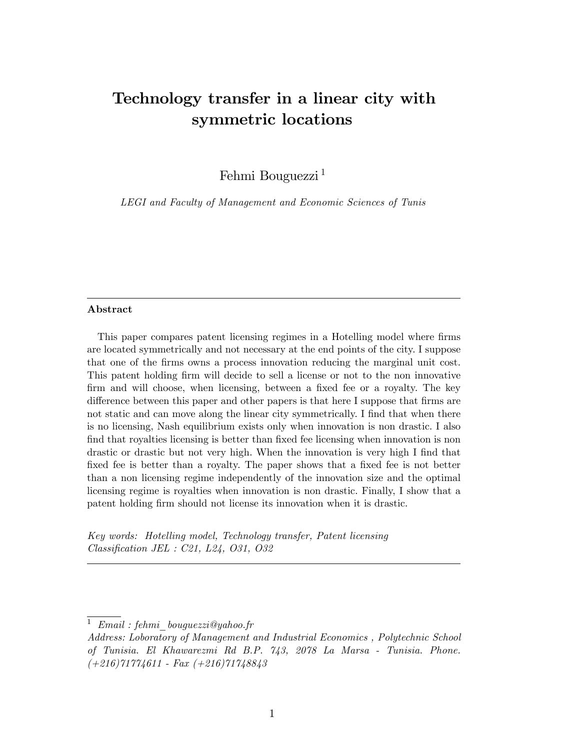# Technology transfer in a linear city with symmetric locations

Fehmi Bouguezzi [1]

*LEGI and Faculty of Management and Economic Sciences of Tunis*

---

**Abstract**

This paper compares patent licensing regimes in a Hotelling model where firms are located symmetrically and not necessary at the end points of the city. I suppose that one of the firms owns a process innovation reducing the marginal unit cost. This patent holding firm will decide to sell a license or not to the non innovative firm and will choose, when licensing, between a fixed fee or a royalty. The key difference between this paper and other papers is that here I suppose that firms are not static and can move along the linear city symmetrically. I find that when there is no licensing, Nash equilibrium exists only when innovation is non drastic. I also find that royalties licensing is better than fixed fee licensing when innovation is non drastic or drastic but not very high. When the innovation is very high I find that fixed fee is better than a royalty. The paper shows that a fixed fee is not better than a non licensing regime independently of the innovation size and the optimal licensing regime is royalties when innovation is non drastic. Finally, I show that a patent holding firm should not license its innovation when it is drastic.

*Key words: Hotelling model, Technology transfer, Patent licensing*
*Classification JEL : C21, L24, O31, O32*

---

[1] *Email : fehmi_bouguezzi@yahoo.fr*
*Address: Loboratory of Management and Industrial Economics , Polytechnic School of Tunisia. El Khawarezmi Rd B.P. 743, 2078 La Marsa - Tunisia. Phone. (+216)71774611 - Fax (+216)71748843*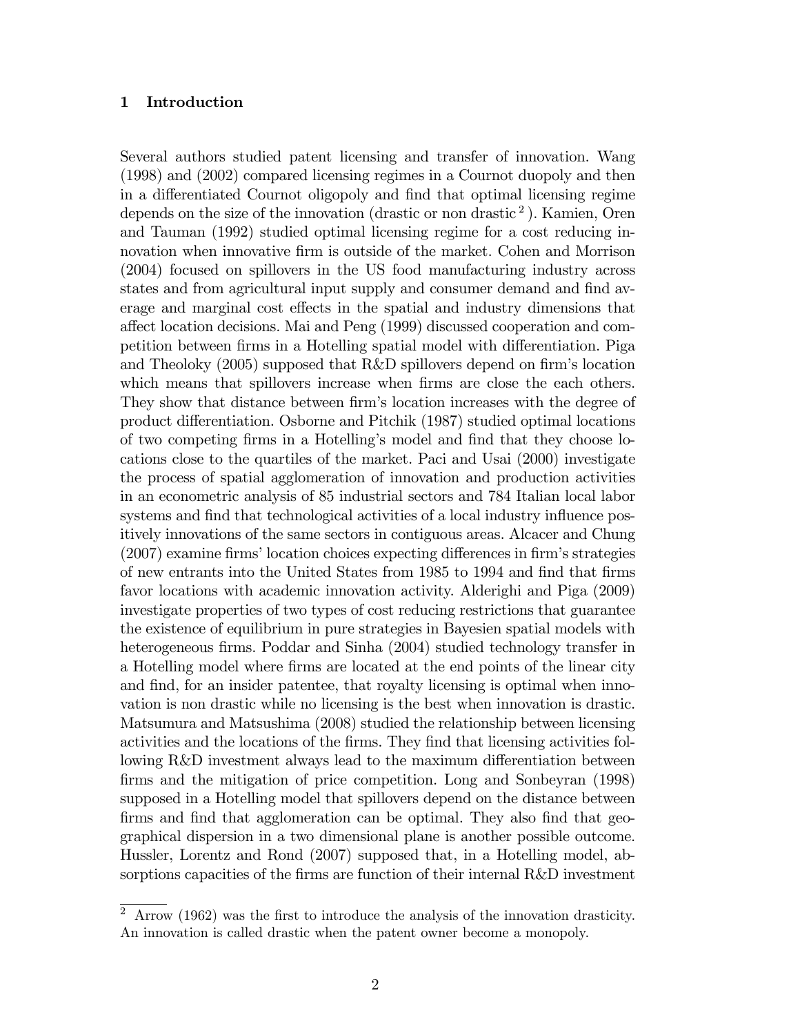## 1 Introduction

Several authors studied patent licensing and transfer of innovation. Wang (1998) and (2002) compared licensing regimes in a Cournot duopoly and then in a differentiated Cournot oligopoly and find that optimal licensing regime depends on the size of the innovation (drastic or non drastic [2] ). Kamien, Oren and Tauman (1992) studied optimal licensing regime for a cost reducing innovation when innovative firm is outside of the market. Cohen and Morrison (2004) focused on spillovers in the US food manufacturing industry across states and from agricultural input supply and consumer demand and find average and marginal cost effects in the spatial and industry dimensions that affect location decisions. Mai and Peng (1999) discussed cooperation and competition between firms in a Hotelling spatial model with differentiation. Piga and Theoloky (2005) supposed that R&D spillovers depend on firm's location which means that spillovers increase when firms are close the each others. They show that distance between firm's location increases with the degree of product differentiation. Osborne and Pitchik (1987) studied optimal locations of two competing firms in a Hotelling's model and find that they choose locations close to the quartiles of the market. Paci and Usai (2000) investigate the process of spatial agglomeration of innovation and production activities in an econometric analysis of 85 industrial sectors and 784 Italian local labor systems and find that technological activities of a local industry influence positively innovations of the same sectors in contiguous areas. Alcacer and Chung (2007) examine firms' location choices expecting differences in firm's strategies of new entrants into the United States from 1985 to 1994 and find that firms favor locations with academic innovation activity. Alderighi and Piga (2009) investigate properties of two types of cost reducing restrictions that guarantee the existence of equilibrium in pure strategies in Bayesien spatial models with heterogeneous firms. Poddar and Sinha (2004) studied technology transfer in a Hotelling model where firms are located at the end points of the linear city and find, for an insider patentee, that royalty licensing is optimal when innovation is non drastic while no licensing is the best when innovation is drastic. Matsumura and Matsushima (2008) studied the relationship between licensing activities and the locations of the firms. They find that licensing activities following R&D investment always lead to the maximum differentiation between firms and the mitigation of price competition. Long and Sonbeyran (1998) supposed in a Hotelling model that spillovers depend on the distance between firms and find that agglomeration can be optimal. They also find that geographical dispersion in a two dimensional plane is another possible outcome. Hussler, Lorentz and Rond (2007) supposed that, in a Hotelling model, absorptions capacities of the firms are function of their internal R&D investment

[2] Arrow (1962) was the first to introduce the analysis of the innovation drasticity. An innovation is called drastic when the patent owner become a monopoly.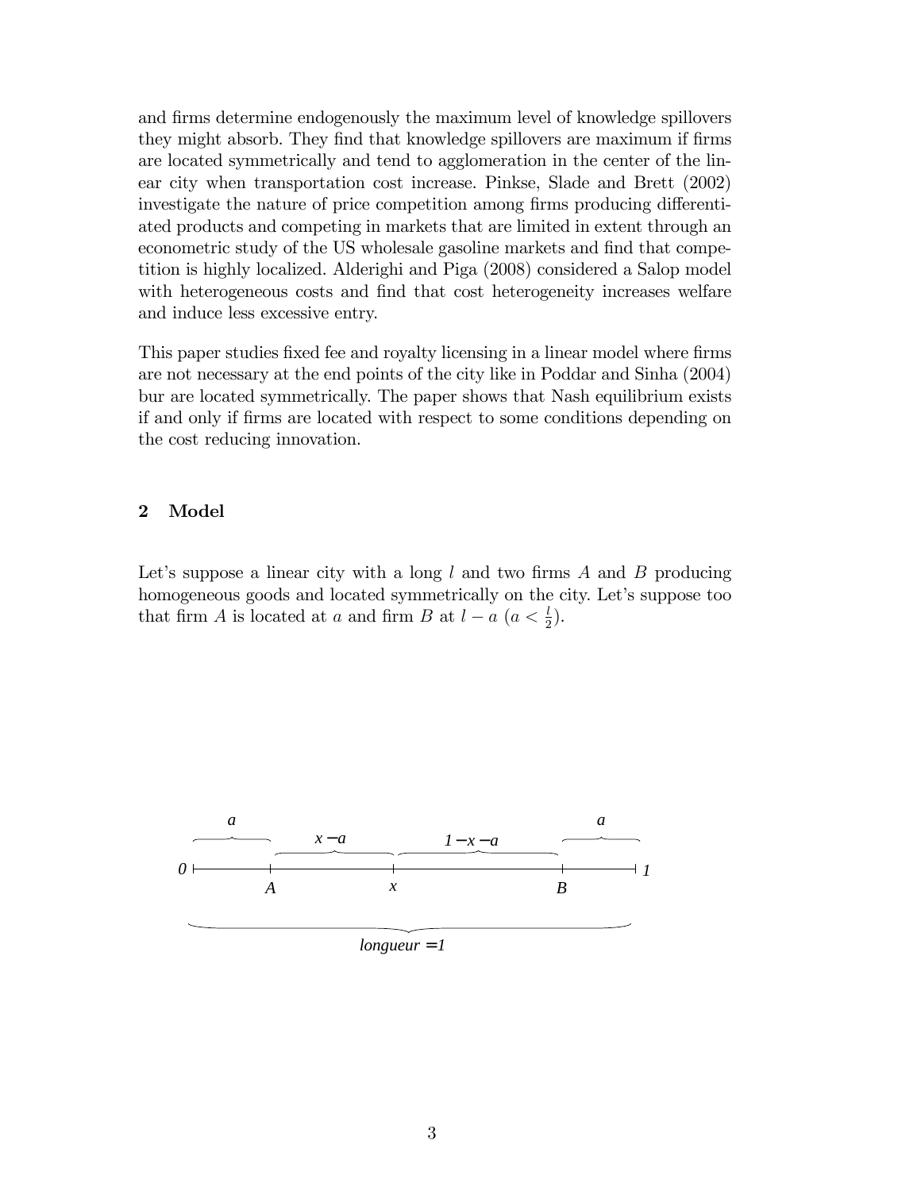and firms determine endogenously the maximum level of knowledge spillovers they might absorb. They find that knowledge spillovers are maximum if firms are located symmetrically and tend to agglomeration in the center of the linear city when transportation cost increase. Pinkse, Slade and Brett (2002) investigate the nature of price competition among firms producing differentiated products and competing in markets that are limited in extent through an econometric study of the US wholesale gasoline markets and find that competition is highly localized. Alderighi and Piga (2008) considered a Salop model with heterogeneous costs and find that cost heterogeneity increases welfare and induce less excessive entry.

This paper studies fixed fee and royalty licensing in a linear model where firms are not necessary at the end points of the city like in Poddar and Sinha (2004) bur are located symmetrically. The paper shows that Nash equilibrium exists if and only if firms are located with respect to some conditions depending on the cost reducing innovation.

## 2 Model

Let's suppose a linear city with a long $l$ and two firms $A$ and $B$ producing homogeneous goods and located symmetrically on the city. Let's suppose too that firm $A$ is located at $a$ and firm $B$ at $l - a$ ($a < \frac{l}{2}$).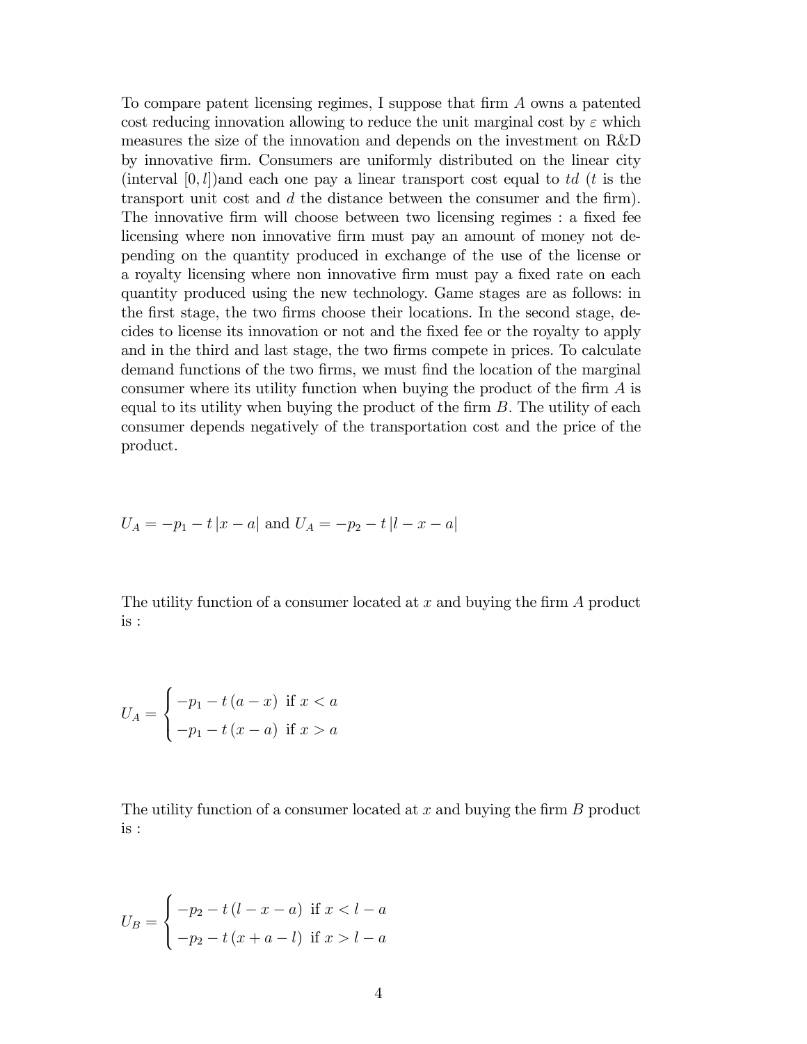To compare patent licensing regimes, I suppose that firm $A$ owns a patented cost reducing innovation allowing to reduce the unit marginal cost by $\varepsilon$ which measures the size of the innovation and depends on the investment on R&D by innovative firm. Consumers are uniformly distributed on the linear city (interval $[0, l]$)and each one pay a linear transport cost equal to $td$ ($t$ is the transport unit cost and $d$ the distance between the consumer and the firm). The innovative firm will choose between two licensing regimes : a fixed fee licensing where non innovative firm must pay an amount of money not depending on the quantity produced in exchange of the use of the license or a royalty licensing where non innovative firm must pay a fixed rate on each quantity produced using the new technology. Game stages are as follows: in the first stage, the two firms choose their locations. In the second stage, decides to license its innovation or not and the fixed fee or the royalty to apply and in the third and last stage, the two firms compete in prices. To calculate demand functions of the two firms, we must find the location of the marginal consumer where its utility function when buying the product of the firm $A$ is equal to its utility when buying the product of the firm $B$. The utility of each consumer depends negatively of the transportation cost and the price of the product.

$U_A = -p_1 - t\,|x - a|$ and $U_A = -p_2 - t\,|l - x - a|$

The utility function of a consumer located at $x$ and buying the firm $A$ product is :

$$U_A = \begin{cases} -p_1 - t\,(a - x) & \text{if } x < a \\ -p_1 - t\,(x - a) & \text{if } x > a \end{cases}$$

The utility function of a consumer located at $x$ and buying the firm $B$ product is :

$$U_B = \begin{cases} -p_2 - t\,(l - x - a) & \text{if } x < l - a \\ -p_2 - t\,(x + a - l) & \text{if } x > l - a \end{cases}$$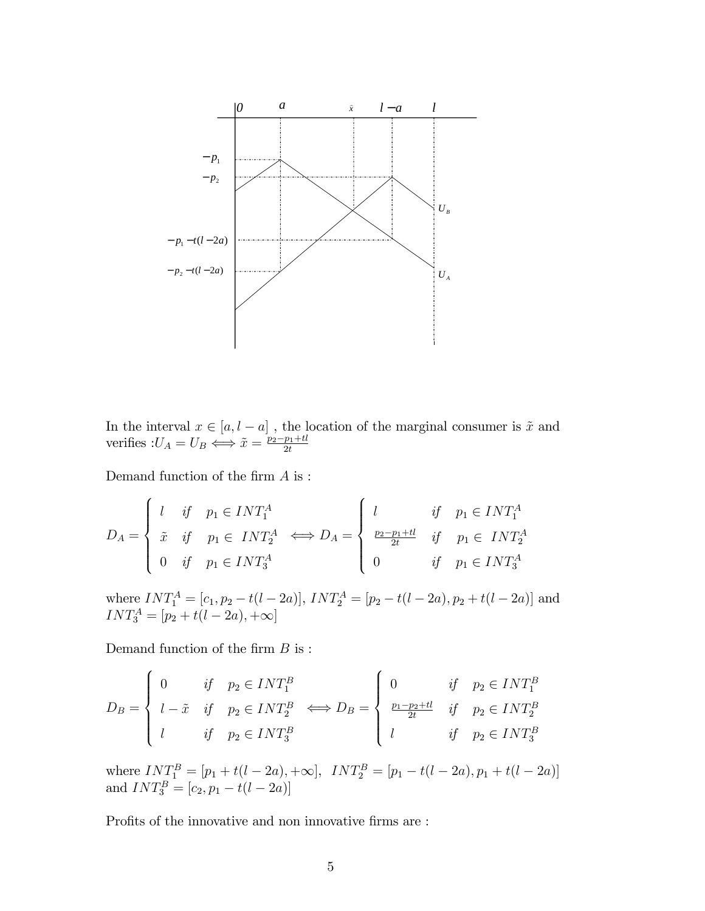In the interval $x \in [a, l-a]$ , the location of the marginal consumer is $\tilde{x}$ and verifies :$U_A = U_B \Longleftrightarrow \tilde{x} = \frac{p_2 - p_1 + tl}{2t}$

Demand function of the firm $A$ is :

$$D_A = \begin{cases} l & if \quad p_1 \in INT_1^A \\ \tilde{x} & if \quad p_1 \in \ INT_2^A \\ 0 & if \quad p_1 \in INT_3^A \end{cases} \Longleftrightarrow D_A = \begin{cases} l & if \quad p_1 \in INT_1^A \\ \frac{p_2 - p_1 + tl}{2t} & if \quad p_1 \in \ INT_2^A \\ 0 & if \quad p_1 \in INT_3^A \end{cases}$$

where $INT_1^A = [c_1, p_2 - t(l-2a)]$, $INT_2^A = [p_2 - t(l-2a), p_2 + t(l-2a)]$ and $INT_3^A = [p_2 + t(l-2a), +\infty]$

Demand function of the firm $B$ is :

$$D_B = \begin{cases} 0 & if \quad p_2 \in INT_1^B \\ l - \tilde{x} & if \quad p_2 \in INT_2^B \\ l & if \quad p_2 \in INT_3^B \end{cases} \Longleftrightarrow D_B = \begin{cases} 0 & if \quad p_2 \in INT_1^B \\ \frac{p_1 - p_2 + tl}{2t} & if \quad p_2 \in INT_2^B \\ l & if \quad p_2 \in INT_3^B \end{cases}$$

where $INT_1^B = [p_1 + t(l-2a), +\infty]$, $\ INT_2^B = [p_1 - t(l-2a), p_1 + t(l-2a)]$ and $INT_3^B = [c_2, p_1 - t(l-2a)]$

Profits of the innovative and non innovative firms are :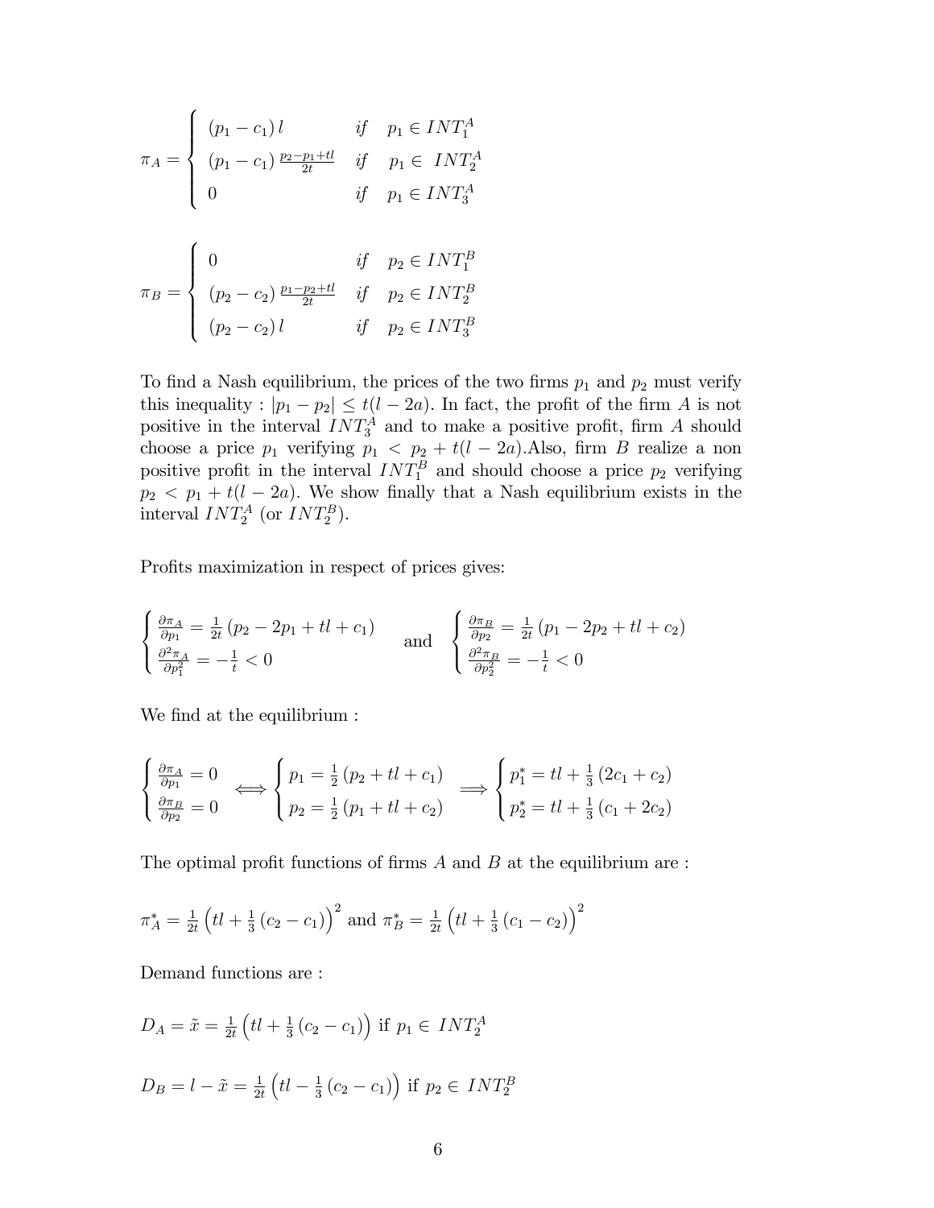$$
\pi_A = \begin{cases} (p_1 - c_1)\, l & if \quad p_1 \in INT_1^A \\ (p_1 - c_1)\, \frac{p_2 - p_1 + tl}{2t} & if \quad p_1 \in \; INT_2^A \\ 0 & if \quad p_1 \in INT_3^A \end{cases}
$$

$$
\pi_B = \begin{cases} 0 & if \quad p_2 \in INT_1^B \\ (p_2 - c_2)\, \frac{p_1 - p_2 + tl}{2t} & if \quad p_2 \in INT_2^B \\ (p_2 - c_2)\, l & if \quad p_2 \in INT_3^B \end{cases}
$$

To find a Nash equilibrium, the prices of the two firms $p_1$ and $p_2$ must verify this inequality : $|p_1 - p_2| \leq t(l - 2a)$. In fact, the profit of the firm $A$ is not positive in the interval $INT_3^A$ and to make a positive profit, firm $A$ should choose a price $p_1$ verifying $p_1 < p_2 + t(l - 2a)$.Also, firm $B$ realize a non positive profit in the interval $INT_1^B$ and should choose a price $p_2$ verifying $p_2 < p_1 + t(l - 2a)$. We show finally that a Nash equilibrium exists in the interval $INT_2^A$ (or $INT_2^B$).

Profits maximization in respect of prices gives:

$$
\begin{cases} \frac{\partial \pi_A}{\partial p_1} = \frac{1}{2t}\left(p_2 - 2p_1 + tl + c_1\right) \\ \frac{\partial^2 \pi_A}{\partial p_1^2} = -\frac{1}{t} < 0 \end{cases} \quad \text{and} \quad \begin{cases} \frac{\partial \pi_B}{\partial p_2} = \frac{1}{2t}\left(p_1 - 2p_2 + tl + c_2\right) \\ \frac{\partial^2 \pi_B}{\partial p_2^2} = -\frac{1}{t} < 0 \end{cases}
$$

We find at the equilibrium :

$$
\begin{cases} \frac{\partial \pi_A}{\partial p_1} = 0 \\ \frac{\partial \pi_B}{\partial p_2} = 0 \end{cases} \Longleftrightarrow \begin{cases} p_1 = \frac{1}{2}\left(p_2 + tl + c_1\right) \\ p_2 = \frac{1}{2}\left(p_1 + tl + c_2\right) \end{cases} \Longrightarrow \begin{cases} p_1^* = tl + \frac{1}{3}\left(2c_1 + c_2\right) \\ p_2^* = tl + \frac{1}{3}\left(c_1 + 2c_2\right) \end{cases}
$$

The optimal profit functions of firms $A$ and $B$ at the equilibrium are :

$\pi_A^* = \frac{1}{2t}\left(tl + \frac{1}{3}\left(c_2 - c_1\right)\right)^2$ and $\pi_B^* = \frac{1}{2t}\left(tl + \frac{1}{3}\left(c_1 - c_2\right)\right)^2$

Demand functions are :

$D_A = \tilde{x} = \frac{1}{2t}\left(tl + \frac{1}{3}\left(c_2 - c_1\right)\right)$ if $p_1 \in INT_2^A$

$D_B = l - \tilde{x} = \frac{1}{2t}\left(tl - \frac{1}{3}\left(c_2 - c_1\right)\right)$ if $p_2 \in INT_2^B$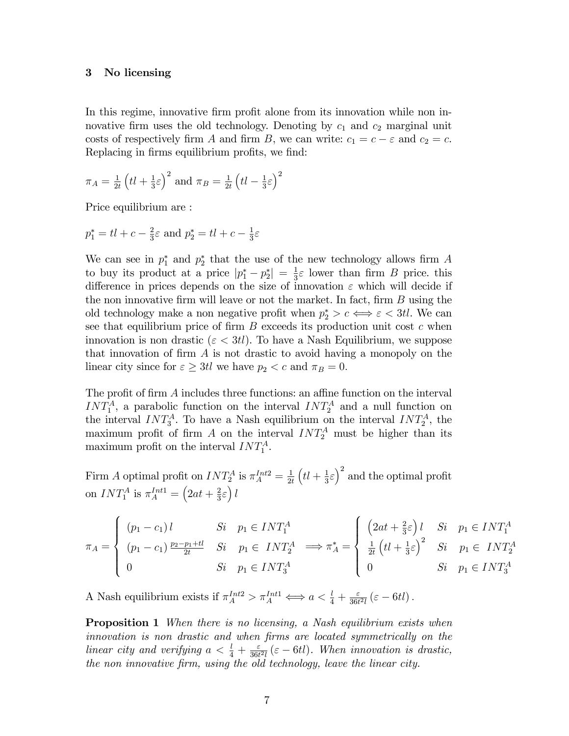## 3 No licensing

In this regime, innovative firm profit alone from its innovation while non innovative firm uses the old technology. Denoting by $c_1$ and $c_2$ marginal unit costs of respectively firm $A$ and firm $B$, we can write: $c_1 = c - \varepsilon$ and $c_2 = c$. Replacing in firms equilibrium profits, we find:

$\pi_A = \frac{1}{2t}\left(tl + \frac{1}{3}\varepsilon\right)^2$ and $\pi_B = \frac{1}{2t}\left(tl - \frac{1}{3}\varepsilon\right)^2$

Price equilibrium are :

$p_1^* = tl + c - \frac{2}{3}\varepsilon$ and $p_2^* = tl + c - \frac{1}{3}\varepsilon$

We can see in $p_1^*$ and $p_2^*$ that the use of the new technology allows firm $A$ to buy its product at a price $|p_1^* - p_2^*| = \frac{1}{3}\varepsilon$ lower than firm $B$ price. this difference in prices depends on the size of innovation $\varepsilon$ which will decide if the non innovative firm will leave or not the market. In fact, firm $B$ using the old technology make a non negative profit when $p_2^* > c \Longleftrightarrow \varepsilon < 3tl$. We can see that equilibrium price of firm $B$ exceeds its production unit cost $c$ when innovation is non drastic ($\varepsilon < 3tl$). To have a Nash Equilibrium, we suppose that innovation of firm $A$ is not drastic to avoid having a monopoly on the linear city since for $\varepsilon \geq 3tl$ we have $p_2 < c$ and $\pi_B = 0$.

The profit of firm $A$ includes three functions: an affine function on the interval $INT_1^A$, a parabolic function on the interval $INT_2^A$ and a null function on the interval $INT_3^A$. To have a Nash equilibrium on the interval $INT_2^A$, the maximum profit of firm $A$ on the interval $INT_2^A$ must be higher than its maximum profit on the interval $INT_1^A$.

Firm $A$ optimal profit on $INT_2^A$ is $\pi_A^{Int2} = \frac{1}{2t}\left(tl + \frac{1}{3}\varepsilon\right)^2$ and the optimal profit on $INT_1^A$ is $\pi_A^{Int1} = \left(2at + \frac{2}{3}\varepsilon\right)l$

$$\pi_A = \begin{cases} (p_1 - c_1)\, l & Si \quad p_1 \in INT_1^A \\ (p_1 - c_1)\, \frac{p_2 - p_1 + tl}{2t} & Si \quad p_1 \in \; INT_2^A \\ 0 & Si \quad p_1 \in INT_3^A \end{cases} \Longrightarrow \pi_A^* = \begin{cases} \left(2at + \frac{2}{3}\varepsilon\right) l & Si \quad p_1 \in INT_1^A \\ \frac{1}{2t}\left(tl + \frac{1}{3}\varepsilon\right)^2 & Si \quad p_1 \in \; INT_2^A \\ 0 & Si \quad p_1 \in INT_3^A \end{cases}$$

A Nash equilibrium exists if $\pi_A^{Int2} > \pi_A^{Int1} \Longleftrightarrow a < \frac{l}{4} + \frac{\varepsilon}{36t^2 l}\left(\varepsilon - 6tl\right).$

**Proposition 1** *When there is no licensing, a Nash equilibrium exists when innovation is non drastic and when firms are located symmetrically on the linear city and verifying* $a < \frac{l}{4} + \frac{\varepsilon}{36t^2 l}\left(\varepsilon - 6tl\right)$. *When innovation is drastic, the non innovative firm, using the old technology, leave the linear city.*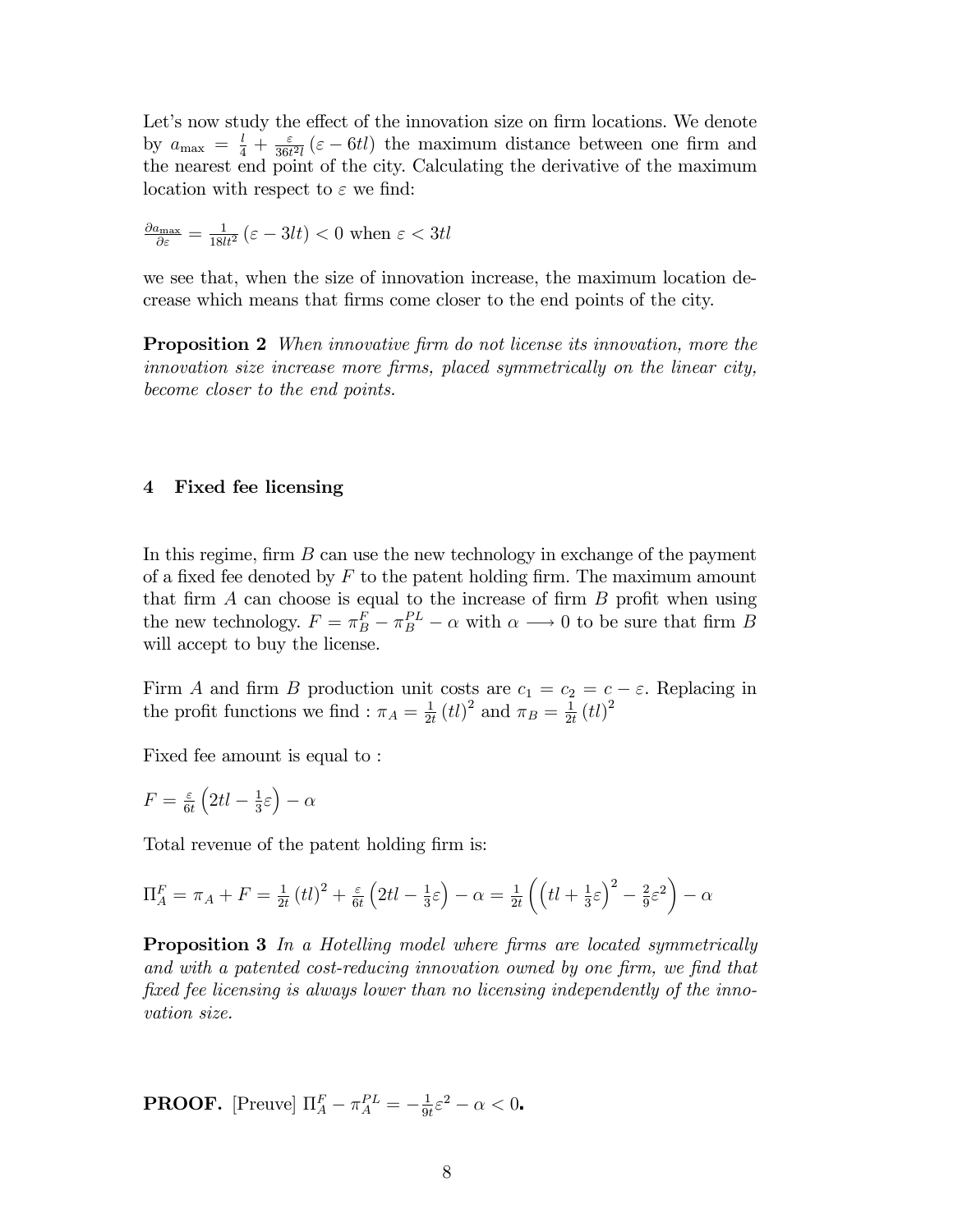Let's now study the effect of the innovation size on firm locations. We denote by $a_{\max} = \frac{l}{4} + \frac{\varepsilon}{36t^2 l}(\varepsilon - 6tl)$ the maximum distance between one firm and the nearest end point of the city. Calculating the derivative of the maximum location with respect to $\varepsilon$ we find:

$\frac{\partial a_{\max}}{\partial \varepsilon} = \frac{1}{18lt^2}(\varepsilon - 3lt) < 0$ when $\varepsilon < 3tl$

we see that, when the size of innovation increase, the maximum location decrease which means that firms come closer to the end points of the city.

**Proposition 2** *When innovative firm do not license its innovation, more the innovation size increase more firms, placed symmetrically on the linear city, become closer to the end points.*

## 4 Fixed fee licensing

In this regime, firm $B$ can use the new technology in exchange of the payment of a fixed fee denoted by $F$ to the patent holding firm. The maximum amount that firm $A$ can choose is equal to the increase of firm $B$ profit when using the new technology. $F = \pi_B^F - \pi_B^{PL} - \alpha$ with $\alpha \longrightarrow 0$ to be sure that firm $B$ will accept to buy the license.

Firm $A$ and firm $B$ production unit costs are $c_1 = c_2 = c - \varepsilon$. Replacing in the profit functions we find : $\pi_A = \frac{1}{2t}(tl)^2$ and $\pi_B = \frac{1}{2t}(tl)^2$

Fixed fee amount is equal to :

$F = \frac{\varepsilon}{6t}\left(2tl - \frac{1}{3}\varepsilon\right) - \alpha$

Total revenue of the patent holding firm is:

$\Pi_A^F = \pi_A + F = \frac{1}{2t}(tl)^2 + \frac{\varepsilon}{6t}\left(2tl - \frac{1}{3}\varepsilon\right) - \alpha = \frac{1}{2t}\left(\left(tl + \frac{1}{3}\varepsilon\right)^2 - \frac{2}{9}\varepsilon^2\right) - \alpha$

**Proposition 3** *In a Hotelling model where firms are located symmetrically and with a patented cost-reducing innovation owned by one firm, we find that fixed fee licensing is always lower than no licensing independently of the innovation size.*

**PROOF.** [Preuve] $\Pi_A^F - \pi_A^{PL} = -\frac{1}{9t}\varepsilon^2 - \alpha < 0$.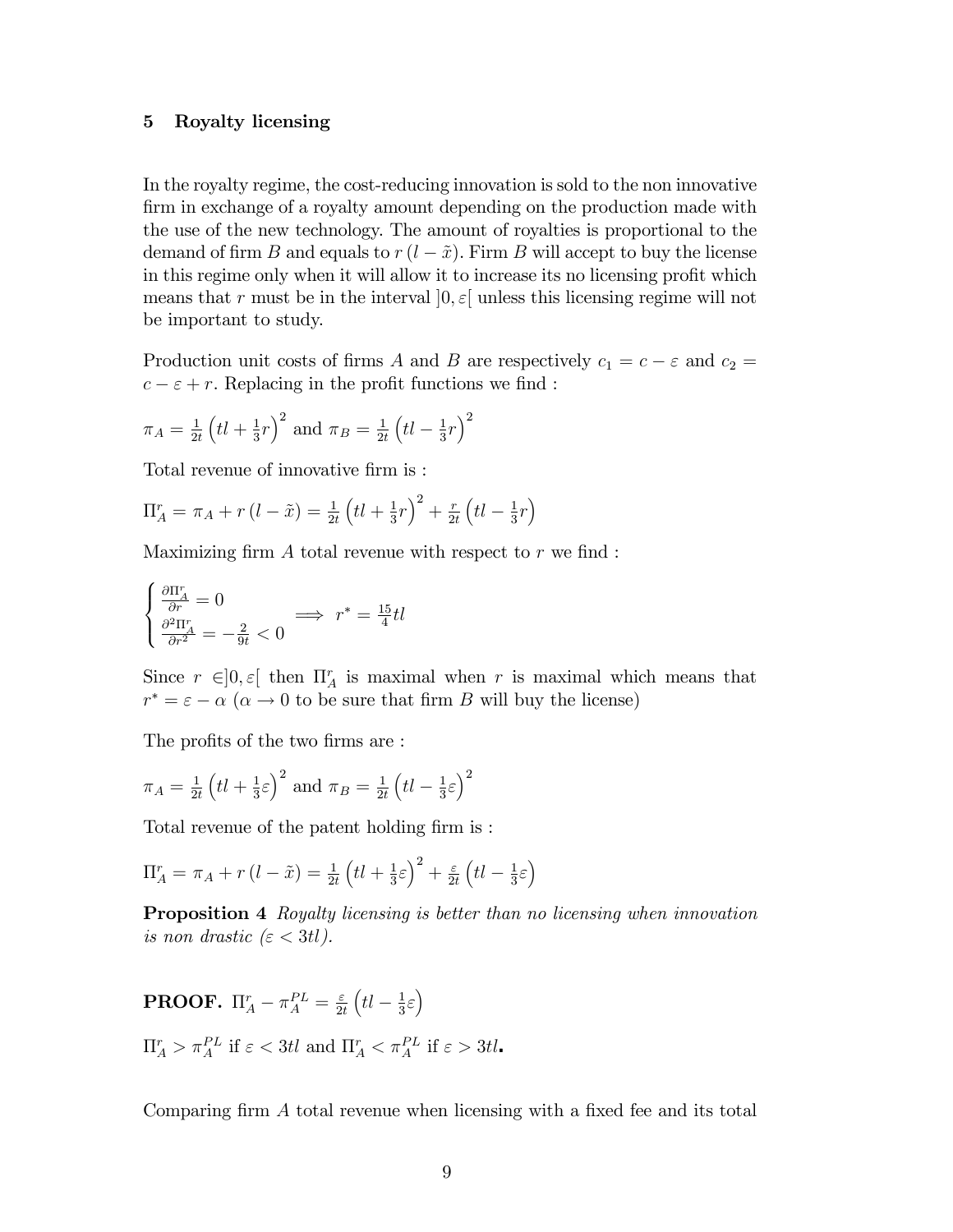## 5 Royalty licensing

In the royalty regime, the cost-reducing innovation is sold to the non innovative firm in exchange of a royalty amount depending on the production made with the use of the new technology. The amount of royalties is proportional to the demand of firm $B$ and equals to $r(l - \tilde{x})$. Firm $B$ will accept to buy the license in this regime only when it will allow it to increase its no licensing profit which means that $r$ must be in the interval $]0, \varepsilon[$ unless this licensing regime will not be important to study.

Production unit costs of firms $A$ and $B$ are respectively $c_1 = c - \varepsilon$ and $c_2 = c - \varepsilon + r$. Replacing in the profit functions we find :

$\pi_A = \frac{1}{2t}\left(tl + \frac{1}{3}r\right)^2$ and $\pi_B = \frac{1}{2t}\left(tl - \frac{1}{3}r\right)^2$

Total revenue of innovative firm is :

$\Pi_A^r = \pi_A + r(l - \tilde{x}) = \frac{1}{2t}\left(tl + \frac{1}{3}r\right)^2 + \frac{r}{2t}\left(tl - \frac{1}{3}r\right)$

Maximizing firm $A$ total revenue with respect to $r$ we find :

$$\begin{cases} \frac{\partial \Pi_A^r}{\partial r} = 0 \\ \frac{\partial^2 \Pi_A^r}{\partial r^2} = -\frac{2}{9t} < 0 \end{cases} \implies r^* = \frac{15}{4}tl$$

Since $r \in ]0, \varepsilon[$ then $\Pi_A^r$ is maximal when $r$ is maximal which means that $r^* = \varepsilon - \alpha$ ($\alpha \to 0$ to be sure that firm $B$ will buy the license)

The profits of the two firms are :

$\pi_A = \frac{1}{2t}\left(tl + \frac{1}{3}\varepsilon\right)^2$ and $\pi_B = \frac{1}{2t}\left(tl - \frac{1}{3}\varepsilon\right)^2$

Total revenue of the patent holding firm is :

$\Pi_A^r = \pi_A + r(l - \tilde{x}) = \frac{1}{2t}\left(tl + \frac{1}{3}\varepsilon\right)^2 + \frac{\varepsilon}{2t}\left(tl - \frac{1}{3}\varepsilon\right)$

**Proposition 4** *Royalty licensing is better than no licensing when innovation is non drastic ($\varepsilon < 3tl$).*

**PROOF.** $\Pi_A^r - \pi_A^{PL} = \frac{\varepsilon}{2t}\left(tl - \frac{1}{3}\varepsilon\right)$

$\Pi_A^r > \pi_A^{PL}$ if $\varepsilon < 3tl$ and $\Pi_A^r < \pi_A^{PL}$ if $\varepsilon > 3tl$.

Comparing firm $A$ total revenue when licensing with a fixed fee and its total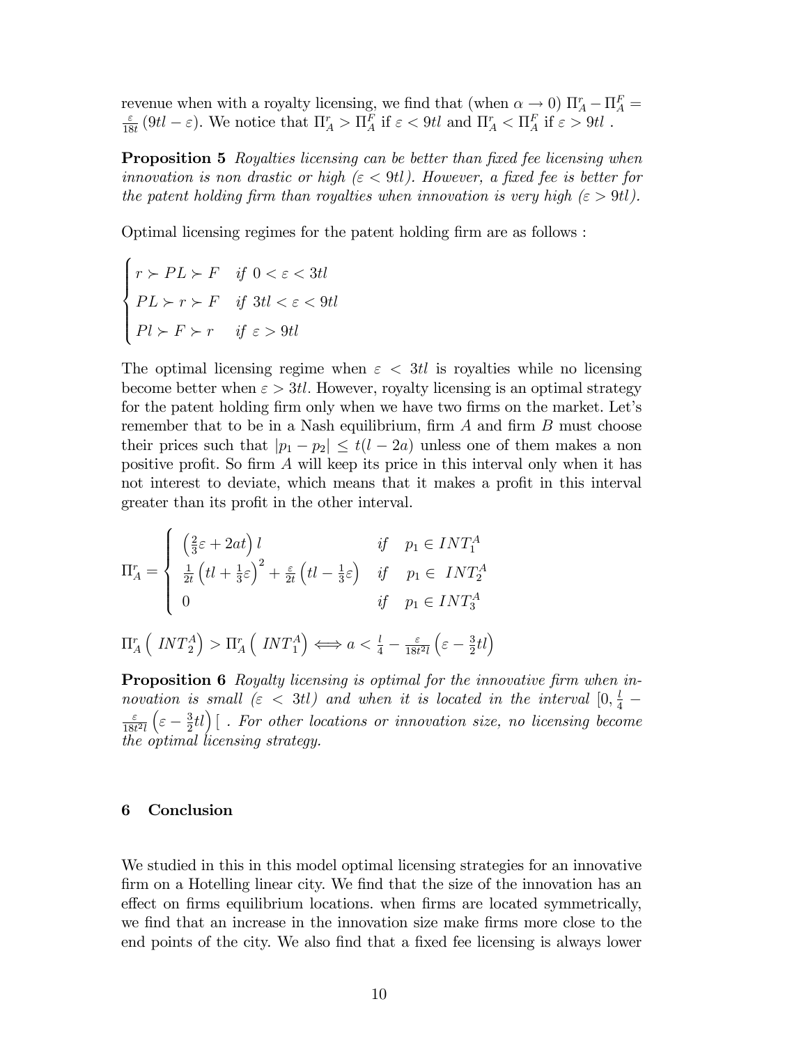revenue when with a royalty licensing, we find that (when $\alpha \to 0$) $\Pi_A^r - \Pi_A^F = \frac{\varepsilon}{18t}(9tl - \varepsilon)$. We notice that $\Pi_A^r > \Pi_A^F$ if $\varepsilon < 9tl$ and $\Pi_A^r < \Pi_A^F$ if $\varepsilon > 9tl$ .

**Proposition 5** *Royalties licensing can be better than fixed fee licensing when innovation is non drastic or high ($\varepsilon < 9tl$). However, a fixed fee is better for the patent holding firm than royalties when innovation is very high ($\varepsilon > 9tl$).*

Optimal licensing regimes for the patent holding firm are as follows :

$$
\begin{cases}
r \succ PL \succ F & if\ 0 < \varepsilon < 3tl \\
PL \succ r \succ F & if\ 3tl < \varepsilon < 9tl \\
Pl \succ F \succ r & if\ \varepsilon > 9tl
\end{cases}
$$

The optimal licensing regime when $\varepsilon < 3tl$ is royalties while no licensing become better when $\varepsilon > 3tl$. However, royalty licensing is an optimal strategy for the patent holding firm only when we have two firms on the market. Let's remember that to be in a Nash equilibrium, firm $A$ and firm $B$ must choose their prices such that $|p_1 - p_2| \leq t(l - 2a)$ unless one of them makes a non positive profit. So firm $A$ will keep its price in this interval only when it has not interest to deviate, which means that it makes a profit in this interval greater than its profit in the other interval.

$$
\Pi_A^r = \begin{cases}
\left(\frac{2}{3}\varepsilon + 2at\right) l & if \quad p_1 \in INT_1^A \\
\frac{1}{2t}\left(tl + \frac{1}{3}\varepsilon\right)^2 + \frac{\varepsilon}{2t}\left(tl - \frac{1}{3}\varepsilon\right) & if \quad p_1 \in\ INT_2^A \\
0 & if \quad p_1 \in INT_3^A
\end{cases}
$$

$$
\Pi_A^r\left(\ INT_2^A\right) > \Pi_A^r\left(\ INT_1^A\right) \iff a < \frac{l}{4} - \frac{\varepsilon}{18t^2 l}\left(\varepsilon - \frac{3}{2}tl\right)
$$

**Proposition 6** *Royalty licensing is optimal for the innovative firm when innovation is small ($\varepsilon < 3tl$) and when it is located in the interval $[0, \frac{l}{4} - \frac{\varepsilon}{18t^2 l}\left(\varepsilon - \frac{3}{2}tl\right)[$ . For other locations or innovation size, no licensing become the optimal licensing strategy.*

## 6 Conclusion

We studied in this in this model optimal licensing strategies for an innovative firm on a Hotelling linear city. We find that the size of the innovation has an effect on firms equilibrium locations. when firms are located symmetrically, we find that an increase in the innovation size make firms more close to the end points of the city. We also find that a fixed fee licensing is always lower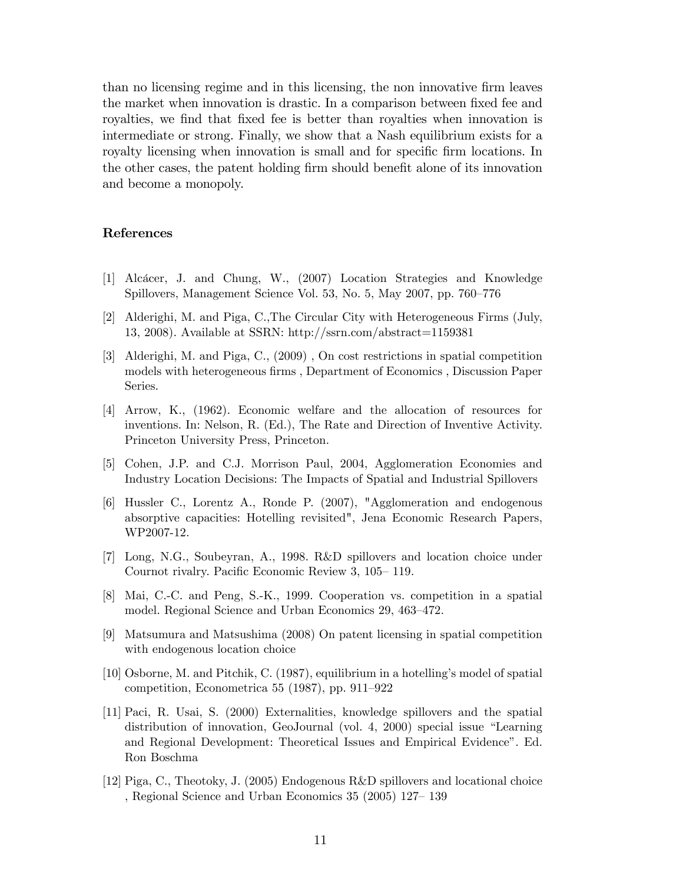than no licensing regime and in this licensing, the non innovative firm leaves the market when innovation is drastic. In a comparison between fixed fee and royalties, we find that fixed fee is better than royalties when innovation is intermediate or strong. Finally, we show that a Nash equilibrium exists for a royalty licensing when innovation is small and for specific firm locations. In the other cases, the patent holding firm should benefit alone of its innovation and become a monopoly.

## References

[1] Alcácer, J. and Chung, W., (2007) Location Strategies and Knowledge Spillovers, Management Science Vol. 53, No. 5, May 2007, pp. 760–776

[2] Alderighi, M. and Piga, C.,The Circular City with Heterogeneous Firms (July, 13, 2008). Available at SSRN: http://ssrn.com/abstract=1159381

[3] Alderighi, M. and Piga, C., (2009) , On cost restrictions in spatial competition models with heterogeneous firms , Department of Economics , Discussion Paper Series.

[4] Arrow, K., (1962). Economic welfare and the allocation of resources for inventions. In: Nelson, R. (Ed.), The Rate and Direction of Inventive Activity. Princeton University Press, Princeton.

[5] Cohen, J.P. and C.J. Morrison Paul, 2004, Agglomeration Economies and Industry Location Decisions: The Impacts of Spatial and Industrial Spillovers

[6] Hussler C., Lorentz A., Ronde P. (2007), "Agglomeration and endogenous absorptive capacities: Hotelling revisited", Jena Economic Research Papers, WP2007-12.

[7] Long, N.G., Soubeyran, A., 1998. R&D spillovers and location choice under Cournot rivalry. Pacific Economic Review 3, 105– 119.

[8] Mai, C.-C. and Peng, S.-K., 1999. Cooperation vs. competition in a spatial model. Regional Science and Urban Economics 29, 463–472.

[9] Matsumura and Matsushima (2008) On patent licensing in spatial competition with endogenous location choice

[10] Osborne, M. and Pitchik, C. (1987), equilibrium in a hotelling's model of spatial competition, Econometrica 55 (1987), pp. 911–922

[11] Paci, R. Usai, S. (2000) Externalities, knowledge spillovers and the spatial distribution of innovation, GeoJournal (vol. 4, 2000) special issue "Learning and Regional Development: Theoretical Issues and Empirical Evidence". Ed. Ron Boschma

[12] Piga, C., Theotoky, J. (2005) Endogenous R&D spillovers and locational choice , Regional Science and Urban Economics 35 (2005) 127– 139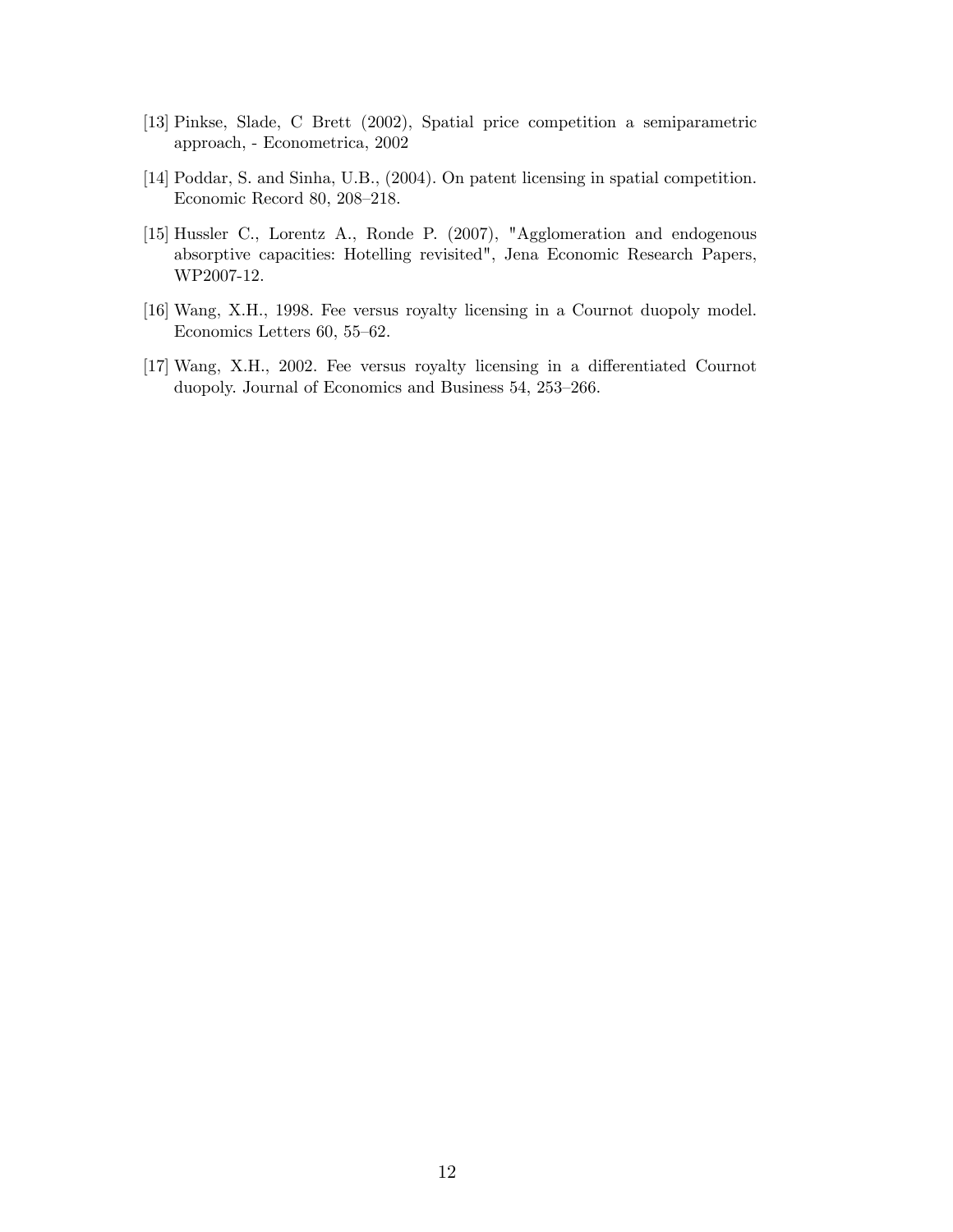[13] Pinkse, Slade, C Brett (2002), Spatial price competition a semiparametric approach, - Econometrica, 2002

[14] Poddar, S. and Sinha, U.B., (2004). On patent licensing in spatial competition. Economic Record 80, 208–218.

[15] Hussler C., Lorentz A., Ronde P. (2007), "Agglomeration and endogenous absorptive capacities: Hotelling revisited", Jena Economic Research Papers, WP2007-12.

[16] Wang, X.H., 1998. Fee versus royalty licensing in a Cournot duopoly model. Economics Letters 60, 55–62.

[17] Wang, X.H., 2002. Fee versus royalty licensing in a differentiated Cournot duopoly. Journal of Economics and Business 54, 253–266.